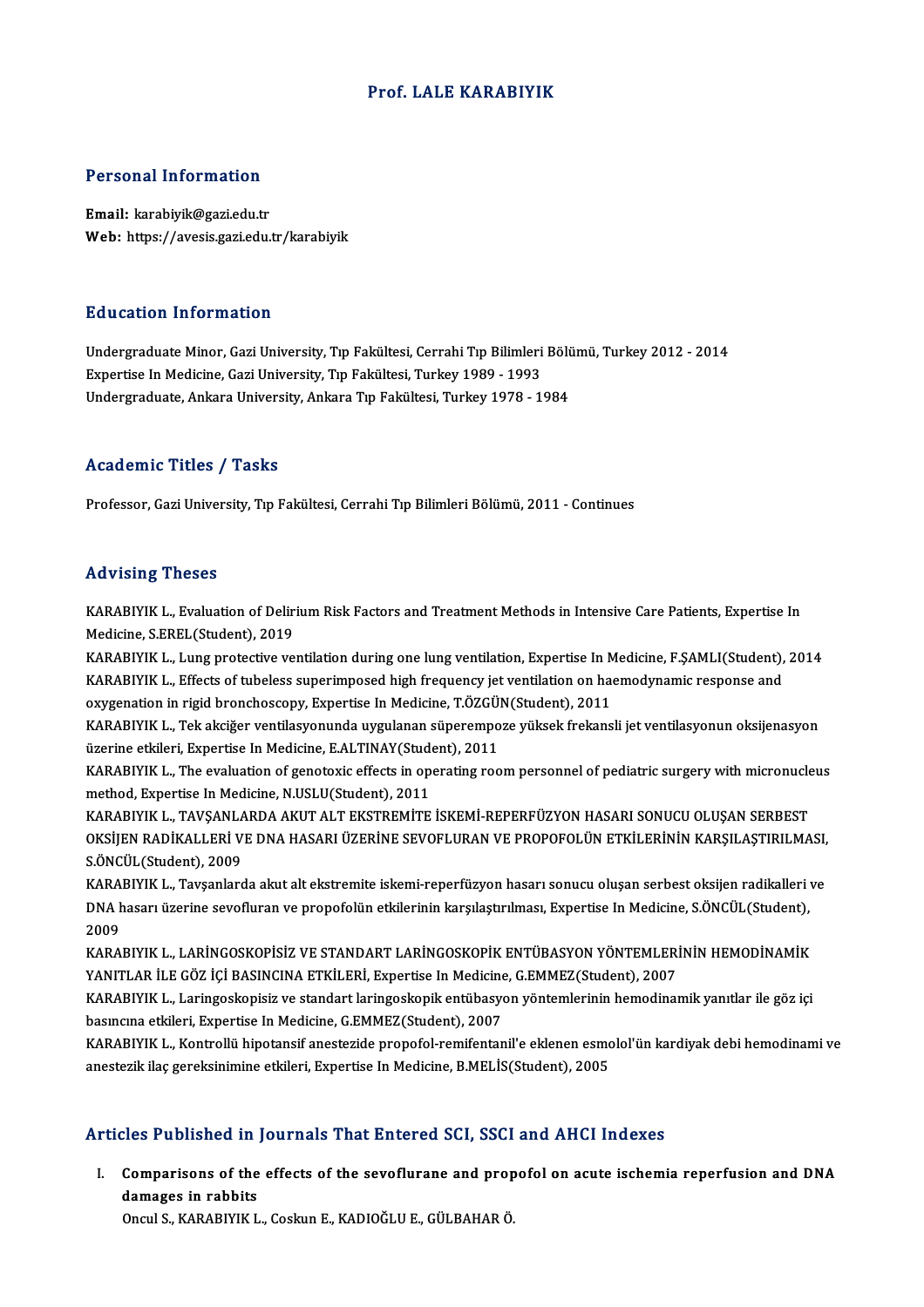# Prof. LALE KARABIYIK

## Personal Information

**Email:** karabiyik@gazi.edu.tr
**Web:** https://avesis.gazi.edu.tr/karabiyik

## Education Information

Undergraduate Minor, Gazi University, Tıp Fakültesi, Cerrahi Tıp Bilimleri Bölümü, Turkey 2012 - 2014
Expertise In Medicine, Gazi University, Tıp Fakültesi, Turkey 1989 - 1993
Undergraduate, Ankara University, Ankara Tıp Fakültesi, Turkey 1978 - 1984

## Academic Titles / Tasks

Professor, Gazi University, Tıp Fakültesi, Cerrahi Tıp Bilimleri Bölümü, 2011 - Continues

## Advising Theses

KARABIYIK L., Evaluation of Delirium Risk Factors and Treatment Methods in Intensive Care Patients, Expertise In Medicine, S.EREL(Student), 2019
KARABIYIK L., Lung protective ventilation during one lung ventilation, Expertise In Medicine, F.ŞAMLI(Student), 2014
KARABIYIK L., Effects of tubeless superimposed high frequency jet ventilation on haemodynamic response and oxygenation in rigid bronchoscopy, Expertise In Medicine, T.ÖZGÜN(Student), 2011
KARABIYIK L., Tek akciğer ventilasyonunda uygulanan süperempoze yüksek frekansli jet ventilasyonun oksijenasyon üzerine etkileri, Expertise In Medicine, E.ALTINAY(Student), 2011
KARABIYIK L., The evaluation of genotoxic effects in operating room personnel of pediatric surgery with micronucleus method, Expertise In Medicine, N.USLU(Student), 2011
KARABIYIK L., TAVŞANLARDA AKUT ALT EKSTREMİTE İSKEMİ-REPERFÜZYON HASARI SONUCU OLUŞAN SERBEST OKSİJEN RADİKALLERİ VE DNA HASARI ÜZERİNE SEVOFLURAN VE PROPOFOLÜN ETKİLERİNİN KARŞILAŞTIRILMASI, S.ÖNCÜL(Student), 2009
KARABIYIK L., Tavşanlarda akut alt ekstremite iskemi-reperfüzyon hasarı sonucu oluşan serbest oksijen radikalleri ve DNA hasarı üzerine sevofluran ve propofolün etkilerinin karşılaştırılması, Expertise In Medicine, S.ÖNCÜL(Student), 2009
KARABIYIK L., LARİNGOSKOPİSİZ VE STANDART LARİNGOSKOPİK ENTÜBASYON YÖNTEMLERİNİN HEMODİNAMİK YANITLAR İLE GÖZ İÇİ BASINCINA ETKİLERİ, Expertise In Medicine, G.EMMEZ(Student), 2007
KARABIYIK L., Laringoskopisiz ve standart laringoskopik entübasyon yöntemlerinin hemodinamik yanıtlar ile göz içi basıncına etkileri, Expertise In Medicine, G.EMMEZ(Student), 2007
KARABIYIK L., Kontrollü hipotansif anestezide propofol-remifentanil'e eklenen esmolol'ün kardiyak debi hemodinami ve anestezik ilaç gereksinimine etkileri, Expertise In Medicine, B.MELİS(Student), 2005

## Articles Published in Journals That Entered SCI, SSCI and AHCI Indexes

I. **Comparisons of the effects of the sevoflurane and propofol on acute ischemia reperfusion and DNA damages in rabbits**
Oncul S., KARABIYIK L., Coskun E., KADIOĞLU E., GÜLBAHAR Ö.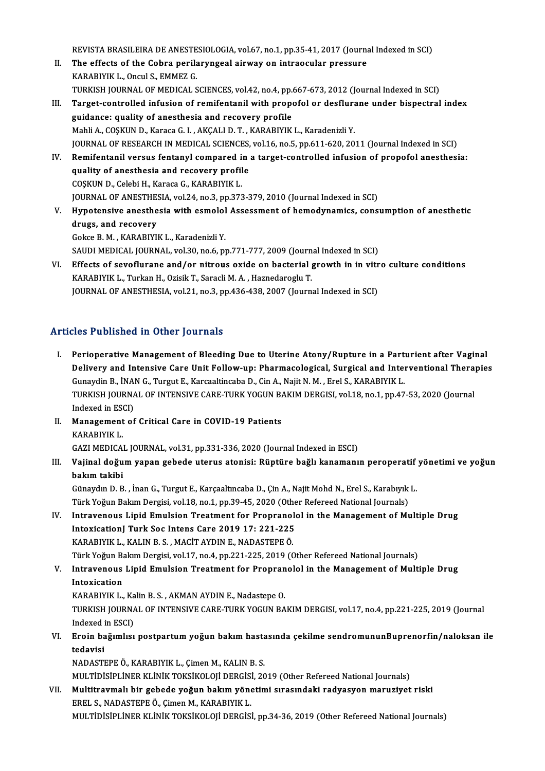REVISTA BRASILEIRA DE ANESTESIOLOGIA, vol.67, no.1, pp.35-41, 2017 (Journal Indexed in SCI)

II. **The effects of the Cobra perilaryngeal airway on intraocular pressure**
KARABIYIK L., Oncul S., EMMEZ G.
TURKISH JOURNAL OF MEDICAL SCIENCES, vol.42, no.4, pp.667-673, 2012 (Journal Indexed in SCI)

III. **Target-controlled infusion of remifentanil with propofol or desflurane under bispectral index guidance: quality of anesthesia and recovery profile**
Mahli A., COŞKUN D., Karaca G. I. , AKÇALI D. T. , KARABIYIK L., Karadenizli Y.
JOURNAL OF RESEARCH IN MEDICAL SCIENCES, vol.16, no.5, pp.611-620, 2011 (Journal Indexed in SCI)

IV. **Remifentanil versus fentanyl compared in a target-controlled infusion of propofol anesthesia: quality of anesthesia and recovery profile**
COŞKUN D., Celebi H., Karaca G., KARABIYIK L.
JOURNAL OF ANESTHESIA, vol.24, no.3, pp.373-379, 2010 (Journal Indexed in SCI)

V. **Hypotensive anesthesia with esmolol Assessment of hemodynamics, consumption of anesthetic drugs, and recovery**
Gokce B. M. , KARABIYIK L., Karadenizli Y.
SAUDI MEDICAL JOURNAL, vol.30, no.6, pp.771-777, 2009 (Journal Indexed in SCI)

VI. **Effects of sevoflurane and/or nitrous oxide on bacterial growth in in vitro culture conditions**
KARABIYIK L., Turkan H., Ozisik T., Saracli M. A. , Haznedaroglu T.
JOURNAL OF ANESTHESIA, vol.21, no.3, pp.436-438, 2007 (Journal Indexed in SCI)

## Articles Published in Other Journals

I. **Perioperative Management of Bleeding Due to Uterine Atony/Rupture in a Parturient after Vaginal Delivery and Intensive Care Unit Follow-up: Pharmacological, Surgical and Interventional Therapies**
Gunaydin B., İNAN G., Turgut E., Karcaaltincaba D., Cin A., Najit N. M. , Erel S., KARABIYIK L.
TURKISH JOURNAL OF INTENSIVE CARE-TURK YOGUN BAKIM DERGISI, vol.18, no.1, pp.47-53, 2020 (Journal Indexed in ESCI)

II. **Management of Critical Care in COVID-19 Patients**
KARABIYIK L.
GAZI MEDICAL JOURNAL, vol.31, pp.331-336, 2020 (Journal Indexed in ESCI)

III. **Vajinal doğum yapan gebede uterus atonisi: Rüptüre bağlı kanamanın peroperatif yönetimi ve yoğun bakım takibi**
Günaydın D. B. , İnan G., Turgut E., Karçaaltıncaba D., Çin A., Najit Mohd N., Erel S., Karabıyık L.
Türk Yoğun Bakım Dergisi, vol.18, no.1, pp.39-45, 2020 (Other Refereed National Journals)

IV. **Intravenous Lipid Emulsion Treatment for Propranolol in the Management of Multiple Drug IntoxicationJ Turk Soc Intens Care 2019 17: 221-225**
KARABIYIK L., KALIN B. S. , MACİT AYDIN E., NADASTEPE Ö.
Türk Yoğun Bakım Dergisi, vol.17, no.4, pp.221-225, 2019 (Other Refereed National Journals)

V. **Intravenous Lipid Emulsion Treatment for Propranolol in the Management of Multiple Drug Intoxication**
KARABIYIK L., Kalin B. S. , AKMAN AYDIN E., Nadastepe O.
TURKISH JOURNAL OF INTENSIVE CARE-TURK YOGUN BAKIM DERGISI, vol.17, no.4, pp.221-225, 2019 (Journal Indexed in ESCI)

VI. **Eroin bağımlısı postpartum yoğun bakım hastasında çekilme sendromununBuprenorfin/naloksan ile tedavisi**
NADASTEPE Ö., KARABIYIK L., Çimen M., KALIN B. S.
MULTİDİSİPLİNER KLİNİK TOKSİKOLOJİ DERGİSİ, 2019 (Other Refereed National Journals)

VII. **Multitravmalı bir gebede yoğun bakım yönetimi sırasındaki radyasyon maruziyet riski**
EREL S., NADASTEPE Ö., Çimen M., KARABIYIK L.
MULTİDİSİPLİNER KLİNİK TOKSİKOLOJİ DERGİSİ, pp.34-36, 2019 (Other Refereed National Journals)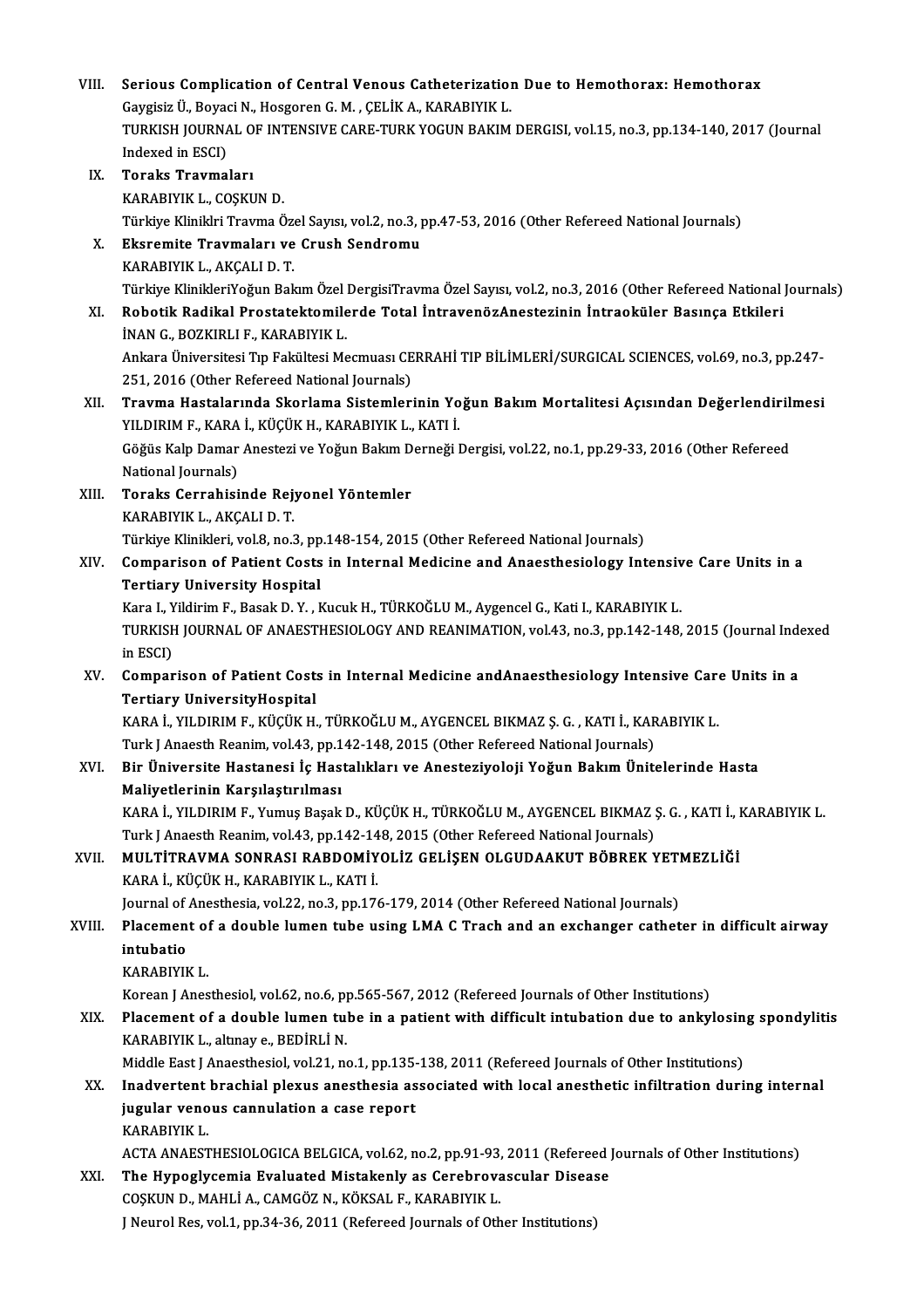VIII. **Serious Complication of Central Venous Catheterization Due to Hemothorax: Hemothorax**
Gaygisiz Ü., Boyaci N., Hosgoren G. M. , ÇELİK A., KARABIYIK L.
TURKISH JOURNAL OF INTENSIVE CARE-TURK YOGUN BAKIM DERGISI, vol.15, no.3, pp.134-140, 2017 (Journal Indexed in ESCI)

IX. **Toraks Travmaları**
KARABIYIK L., COŞKUN D.
Türkiye Kliniklri Travma Özel Sayısı, vol.2, no.3, pp.47-53, 2016 (Other Refereed National Journals)

X. **Eksremite Travmaları ve Crush Sendromu**
KARABIYIK L., AKÇALI D. T.
Türkiye KlinikleriYoğun Bakım Özel DergisiTravma Özel Sayısı, vol.2, no.3, 2016 (Other Refereed National Journals)

XI. **Robotik Radikal Prostatektomilerde Total İntravenözAnestezinin İntraoküler Basınça Etkileri**
İNAN G., BOZKIRLI F., KARABIYIK L.
Ankara Üniversitesi Tıp Fakültesi Mecmuası CERRAHİ TIP BİLİMLERİ/SURGICAL SCIENCES, vol.69, no.3, pp.247-251, 2016 (Other Refereed National Journals)

XII. **Travma Hastalarında Skorlama Sistemlerinin Yoğun Bakım Mortalitesi Açısından Değerlendirilmesi**
YILDIRIM F., KARA İ., KÜÇÜK H., KARABIYIK L., KATI İ.
Göğüs Kalp Damar Anestezi ve Yoğun Bakım Derneği Dergisi, vol.22, no.1, pp.29-33, 2016 (Other Refereed National Journals)

XIII. **Toraks Cerrahisinde Rejyonel Yöntemler**
KARABIYIK L., AKÇALI D. T.
Türkiye Klinikleri, vol.8, no.3, pp.148-154, 2015 (Other Refereed National Journals)

XIV. **Comparison of Patient Costs in Internal Medicine and Anaesthesiology Intensive Care Units in a Tertiary University Hospital**
Kara I., Yildirim F., Basak D. Y. , Kucuk H., TÜRKOĞLU M., Aygencel G., Kati I., KARABIYIK L.
TURKISH JOURNAL OF ANAESTHESIOLOGY AND REANIMATION, vol.43, no.3, pp.142-148, 2015 (Journal Indexed in ESCI)

XV. **Comparison of Patient Costs in Internal Medicine andAnaesthesiology Intensive Care Units in a Tertiary UniversityHospital**
KARA İ., YILDIRIM F., KÜÇÜK H., TÜRKOĞLU M., AYGENCEL BIKMAZ Ş. G. , KATI İ., KARABIYIK L.
Turk J Anaesth Reanim, vol.43, pp.142-148, 2015 (Other Refereed National Journals)

XVI. **Bir Üniversite Hastanesi İç Hastalıkları ve Anesteziyoloji Yoğun Bakım Ünitelerinde Hasta Maliyetlerinin Karşılaştırılması**
KARA İ., YILDIRIM F., Yumuş Başak D., KÜÇÜK H., TÜRKOĞLU M., AYGENCEL BIKMAZ Ş. G. , KATI İ., KARABIYIK L.
Turk J Anaesth Reanim, vol.43, pp.142-148, 2015 (Other Refereed National Journals)

XVII. **MULTİTRAVMA SONRASI RABDOMİYOLİZ GELİŞEN OLGUDAAKUT BÖBREK YETMEZLİĞİ**
KARA İ., KÜÇÜK H., KARABIYIK L., KATI İ.
Journal of Anesthesia, vol.22, no.3, pp.176-179, 2014 (Other Refereed National Journals)

XVIII. **Placement of a double lumen tube using LMA C Trach and an exchanger catheter in difficult airway intubatio**
KARABIYIK L.
Korean J Anesthesiol, vol.62, no.6, pp.565-567, 2012 (Refereed Journals of Other Institutions)

XIX. **Placement of a double lumen tube in a patient with difficult intubation due to ankylosing spondylitis**
KARABIYIK L., altınay e., BEDİRLİ N.
Middle East J Anaesthesiol, vol.21, no.1, pp.135-138, 2011 (Refereed Journals of Other Institutions)

XX. **Inadvertent brachial plexus anesthesia associated with local anesthetic infiltration during internal jugular venous cannulation a case report**
KARABIYIK L.
ACTA ANAESTHESIOLOGICA BELGICA, vol.62, no.2, pp.91-93, 2011 (Refereed Journals of Other Institutions)

XXI. **The Hypoglycemia Evaluated Mistakenly as Cerebrovascular Disease**
COŞKUN D., MAHLİ A., CAMGÖZ N., KÖKSAL F., KARABIYIK L.
J Neurol Res, vol.1, pp.34-36, 2011 (Refereed Journals of Other Institutions)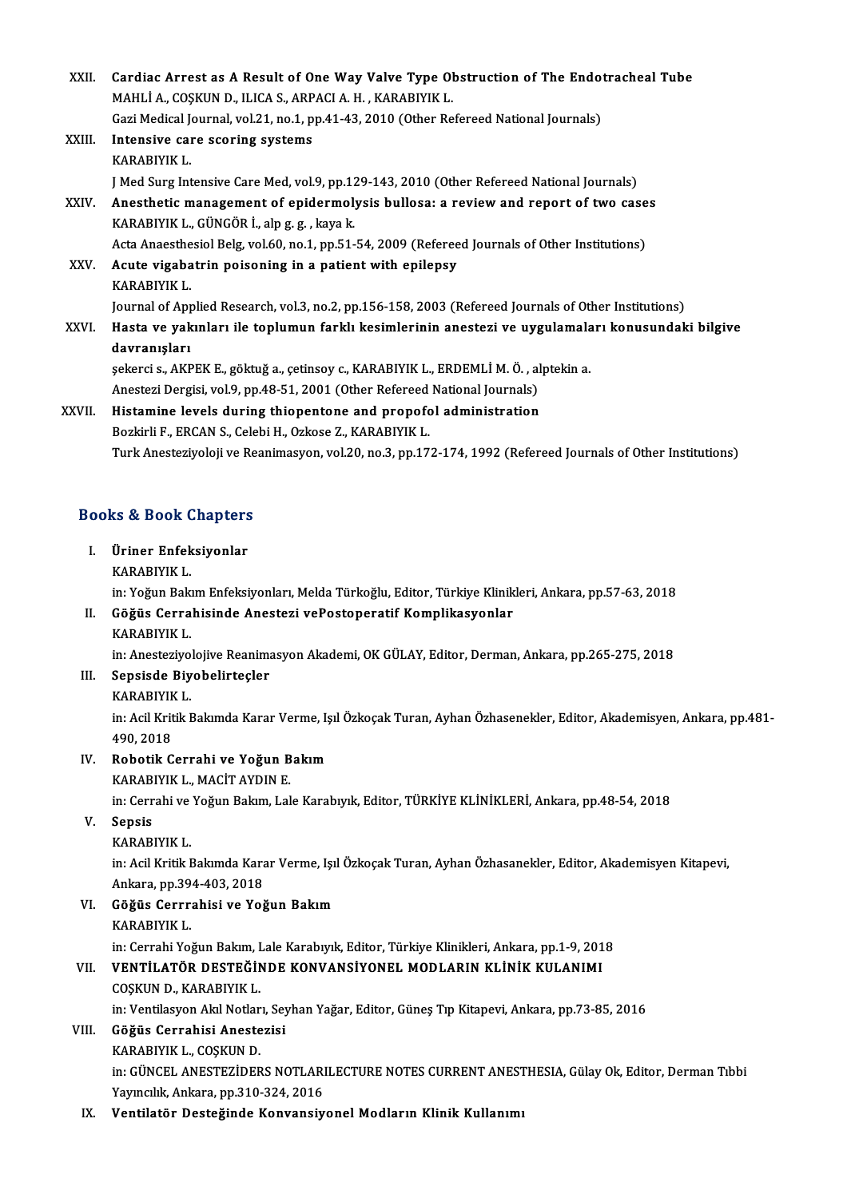XXII. **Cardiac Arrest as A Result of One Way Valve Type Obstruction of The Endotracheal Tube**
MAHLİ A., COŞKUN D., ILICA S., ARPACI A. H. , KARABIYIK L.
Gazi Medical Journal, vol.21, no.1, pp.41-43, 2010 (Other Refereed National Journals)

XXIII. **Intensive care scoring systems**
KARABIYIK L.
J Med Surg Intensive Care Med, vol.9, pp.129-143, 2010 (Other Refereed National Journals)

XXIV. **Anesthetic management of epidermolysis bullosa: a review and report of two cases**
KARABIYIK L., GÜNGÖR İ., alp g. g. , kaya k.
Acta Anaesthesiol Belg, vol.60, no.1, pp.51-54, 2009 (Refereed Journals of Other Institutions)

XXV. **Acute vigabatrin poisoning in a patient with epilepsy**
KARABIYIK L.
Journal of Applied Research, vol.3, no.2, pp.156-158, 2003 (Refereed Journals of Other Institutions)

XXVI. **Hasta ve yakınları ile toplumun farklı kesimlerinin anestezi ve uygulamaları konusundaki bilgive davranışları**
şekerci s., AKPEK E., göktuğ a., çetinsoy c., KARABIYIK L., ERDEMLİ M. Ö. , alptekin a.
Anestezi Dergisi, vol.9, pp.48-51, 2001 (Other Refereed National Journals)

XXVII. **Histamine levels during thiopentone and propofol administration**
Bozkirli F., ERCAN S., Celebi H., Ozkose Z., KARABIYIK L.
Turk Anesteziyoloji ve Reanimasyon, vol.20, no.3, pp.172-174, 1992 (Refereed Journals of Other Institutions)

## Books & Book Chapters

I. **Üriner Enfeksiyonlar**
KARABIYIK L.
in: Yoğun Bakım Enfeksiyonları, Melda Türkoğlu, Editor, Türkiye Klinikleri, Ankara, pp.57-63, 2018

II. **Göğüs Cerrahisinde Anestezi vePostoperatif Komplikasyonlar**
KARABIYIK L.
in: Anesteziyolojive Reanimasyon Akademi, OK GÜLAY, Editor, Derman, Ankara, pp.265-275, 2018

III. **Sepsisde Biyobelirteçler**
KARABIYIK L.
in: Acil Kritik Bakımda Karar Verme, Işıl Özkoçak Turan, Ayhan Özhasenekler, Editor, Akademisyen, Ankara, pp.481-490, 2018

IV. **Robotik Cerrahi ve Yoğun Bakım**
KARABIYIK L., MACİT AYDIN E.
in: Cerrahi ve Yoğun Bakım, Lale Karabıyık, Editor, TÜRKİYE KLİNİKLERİ, Ankara, pp.48-54, 2018

V. **Sepsis**
KARABIYIK L.
in: Acil Kritik Bakımda Karar Verme, Işıl Özkoçak Turan, Ayhan Özhasanekler, Editor, Akademisyen Kitapevi, Ankara, pp.394-403, 2018

VI. **Göğüs Cerrrahisi ve Yoğun Bakım**
KARABIYIK L.
in: Cerrahi Yoğun Bakım, Lale Karabıyık, Editor, Türkiye Klinikleri, Ankara, pp.1-9, 2018

VII. **VENTİLATÖR DESTEĞİNDE KONVANSİYONEL MODLARIN KLİNİK KULANIMI**
COŞKUN D., KARABIYIK L.
in: Ventilasyon Akıl Notları, Seyhan Yağar, Editor, Güneş Tıp Kitapevi, Ankara, pp.73-85, 2016

VIII. **Göğüs Cerrahisi Anestezisi**
KARABIYIK L., COŞKUN D.
in: GÜNCEL ANESTEZİDERS NOTLARILECTURE NOTES CURRENT ANESTHESIA, Gülay Ok, Editor, Derman Tıbbi Yayıncılık, Ankara, pp.310-324, 2016

IX. **Ventilatör Desteğinde Konvansiyonel Modların Klinik Kullanımı**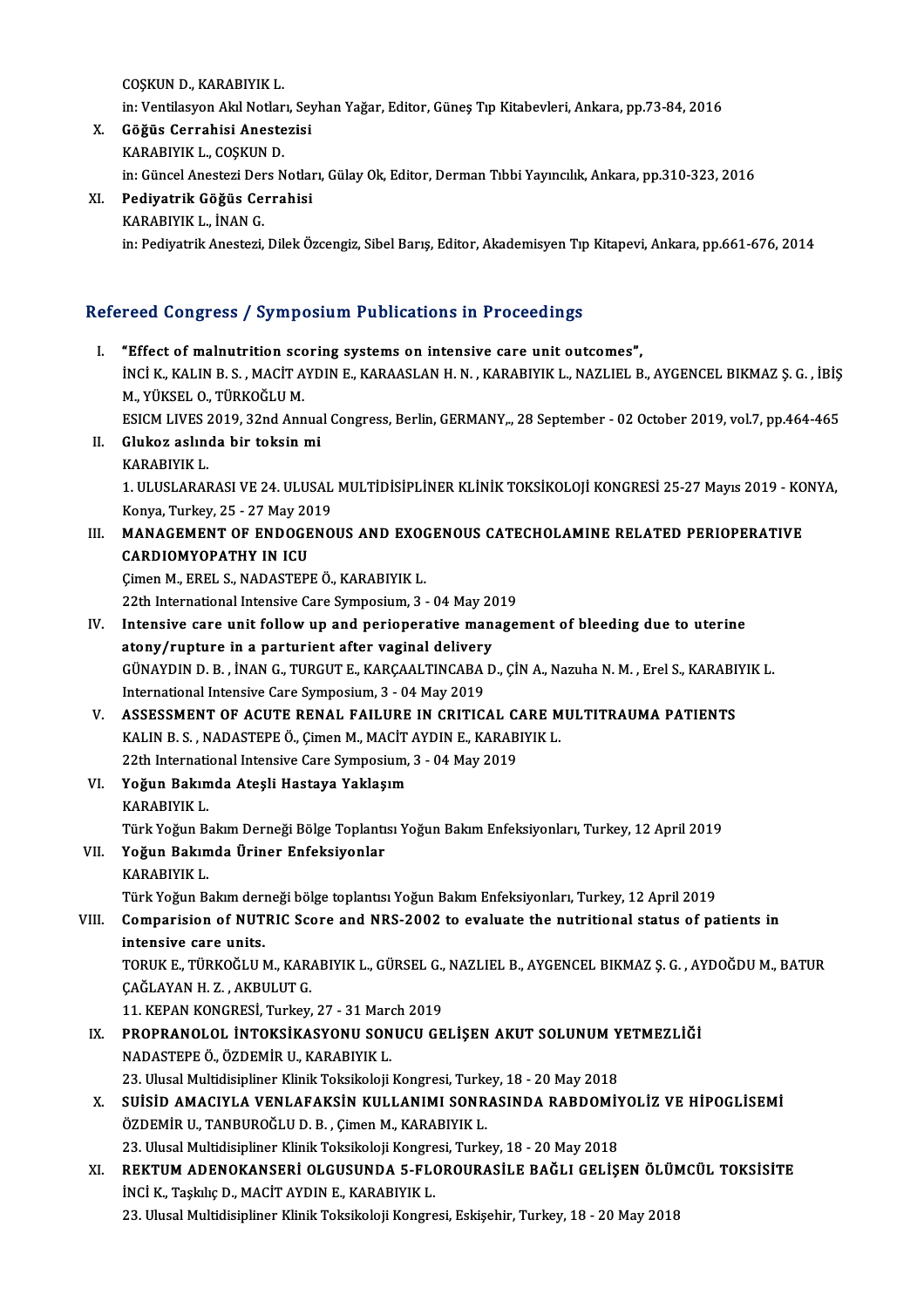COŞKUN D., KARABIYIK L.

in: Ventilasyon Akıl Notları, Seyhan Yağar, Editor, Güneş Tıp Kitabevleri, Ankara, pp.73-84, 2016

X. **Göğüs Cerrahisi Anestezisi**
KARABIYIK L., COŞKUN D.
in: Güncel Anestezi Ders Notları, Gülay Ok, Editor, Derman Tıbbi Yayıncılık, Ankara, pp.310-323, 2016

XI. **Pediyatrik Göğüs Cerrahisi**
KARABIYIK L., İNAN G.
in: Pediyatrik Anestezi, Dilek Özcengiz, Sibel Barış, Editor, Akademisyen Tıp Kitapevi, Ankara, pp.661-676, 2014

## Refereed Congress / Symposium Publications in Proceedings

I. **"Effect of malnutrition scoring systems on intensive care unit outcomes",**
İNCİ K., KALIN B. S. , MACİT AYDIN E., KARAASLAN H. N. , KARABIYIK L., NAZLIEL B., AYGENCEL BIKMAZ Ş. G. , İBİŞ M., YÜKSEL O., TÜRKOĞLU M.
ESICM LIVES 2019, 32nd Annual Congress, Berlin, GERMANY,, 28 September - 02 October 2019, vol.7, pp.464-465

II. **Glukoz aslında bir toksin mi**
KARABIYIK L.
1. ULUSLARARASI VE 24. ULUSAL MULTİDİSİPLİNER KLİNİK TOKSİKOLOJİ KONGRESİ 25-27 Mayıs 2019 - KONYA, Konya, Turkey, 25 - 27 May 2019

III. **MANAGEMENT OF ENDOGENOUS AND EXOGENOUS CATECHOLAMINE RELATED PERIOPERATIVE CARDIOMYOPATHY IN ICU**
Çimen M., EREL S., NADASTEPE Ö., KARABIYIK L.
22th International Intensive Care Symposium, 3 - 04 May 2019

IV. **Intensive care unit follow up and perioperative management of bleeding due to uterine atony/rupture in a parturient after vaginal delivery**
GÜNAYDIN D. B. , İNAN G., TURGUT E., KARÇAALTINCABA D., ÇİN A., Nazuha N. M. , Erel S., KARABIYIK L.
International Intensive Care Symposium, 3 - 04 May 2019

V. **ASSESSMENT OF ACUTE RENAL FAILURE IN CRITICAL CARE MULTITRAUMA PATIENTS**
KALIN B. S. , NADASTEPE Ö., Çimen M., MACİT AYDIN E., KARABIYIK L.
22th International Intensive Care Symposium, 3 - 04 May 2019

VI. **Yoğun Bakımda Ateşli Hastaya Yaklaşım**
KARABIYIK L.
Türk Yoğun Bakım Derneği Bölge Toplantısı Yoğun Bakım Enfeksiyonları, Turkey, 12 April 2019

VII. **Yoğun Bakımda Üriner Enfeksiyonlar**
KARABIYIK L.
Türk Yoğun Bakım derneği bölge toplantısı Yoğun Bakım Enfeksiyonları, Turkey, 12 April 2019

VIII. **Comparision of NUTRIC Score and NRS-2002 to evaluate the nutritional status of patients in intensive care units.**
TORUK E., TÜRKOĞLU M., KARABIYIK L., GÜRSEL G., NAZLIEL B., AYGENCEL BIKMAZ Ş. G. , AYDOĞDU M., BATUR ÇAĞLAYAN H. Z. , AKBULUT G.
11. KEPAN KONGRESİ, Turkey, 27 - 31 March 2019

IX. **PROPRANOLOL İNTOKSİKASYONU SONUCU GELİŞEN AKUT SOLUNUM YETMEZLİĞİ**
NADASTEPE Ö., ÖZDEMİR U., KARABIYIK L.
23. Ulusal Multidisipliner Klinik Toksikoloji Kongresi, Turkey, 18 - 20 May 2018

X. **SUİSİD AMACIYLA VENLAFAKSİN KULLANIMI SONRASINDA RABDOMİYOLİZ VE HİPOGLİSEMİ**
ÖZDEMİR U., TANBUROĞLU D. B. , Çimen M., KARABIYIK L.
23. Ulusal Multidisipliner Klinik Toksikoloji Kongresi, Turkey, 18 - 20 May 2018

XI. **REKTUM ADENOKANSERİ OLGUSUNDA 5-FLOROURASİLE BAĞLI GELİŞEN ÖLÜMCÜL TOKSİSİTE**
İNCİ K., Taşkılıç D., MACİT AYDIN E., KARABIYIK L.
23. Ulusal Multidisipliner Klinik Toksikoloji Kongresi, Eskişehir, Turkey, 18 - 20 May 2018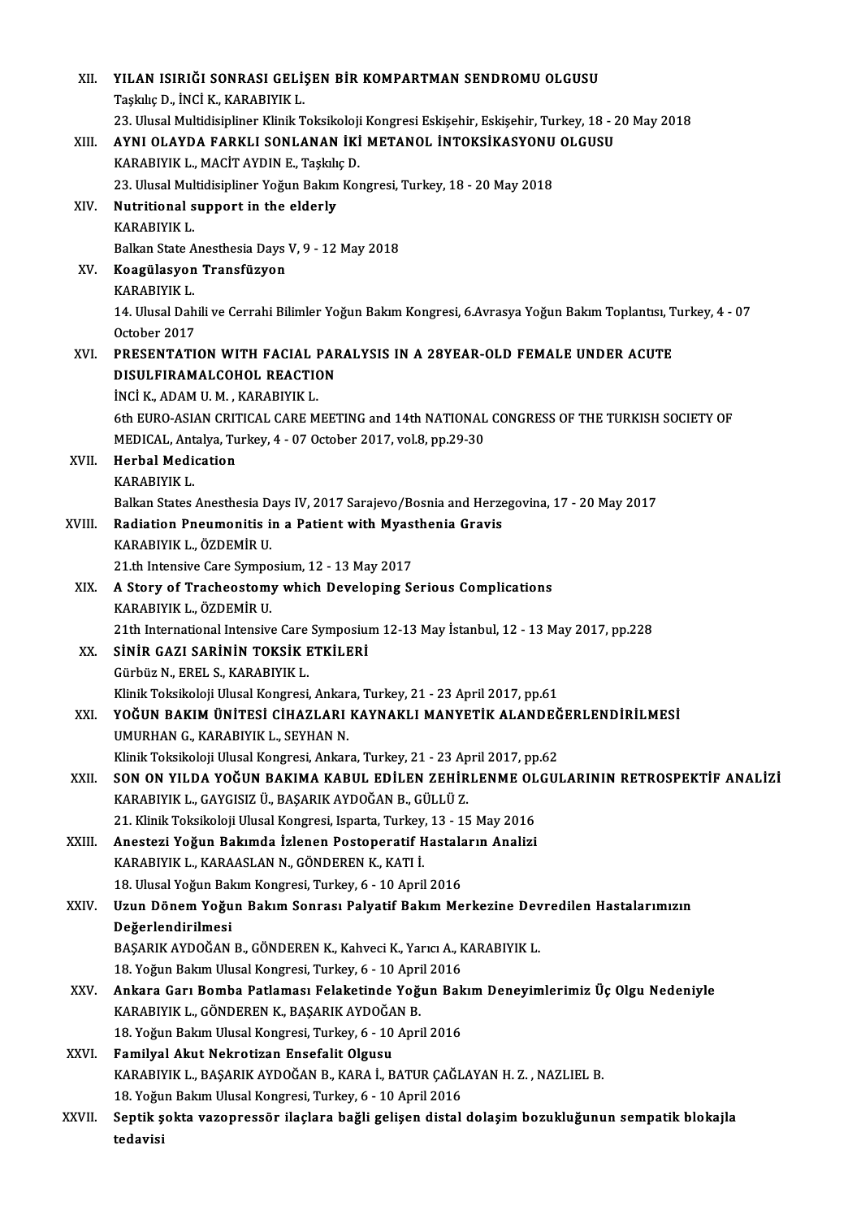XII. **YILAN ISIRIĞI SONRASI GELİŞEN BİR KOMPARTMAN SENDROMU OLGUSU**
Taşkılıç D., İNCİ K., KARABIYIK L.
23. Ulusal Multidisipliner Klinik Toksikoloji Kongresi Eskişehir, Eskişehir, Turkey, 18 - 20 May 2018

XIII. **AYNI OLAYDA FARKLI SONLANAN İKİ METANOL İNTOKSİKASYONU OLGUSU**
KARABIYIK L., MACİT AYDIN E., Taşkılıç D.
23. Ulusal Multidisipliner Yoğun Bakım Kongresi, Turkey, 18 - 20 May 2018

XIV. **Nutritional support in the elderly**
KARABIYIK L.
Balkan State Anesthesia Days V, 9 - 12 May 2018

XV. **Koagülasyon Transfüzyon**
KARABIYIK L.
14. Ulusal Dahili ve Cerrahi Bilimler Yoğun Bakım Kongresi, 6.Avrasya Yoğun Bakım Toplantısı, Turkey, 4 - 07 October 2017

XVI. **PRESENTATION WITH FACIAL PARALYSIS IN A 28YEAR-OLD FEMALE UNDER ACUTE DISULFIRAMALCOHOL REACTION**
İNCİ K., ADAM U. M. , KARABIYIK L.
6th EURO-ASIAN CRITICAL CARE MEETING and 14th NATIONAL CONGRESS OF THE TURKISH SOCIETY OF MEDICAL, Antalya, Turkey, 4 - 07 October 2017, vol.8, pp.29-30

XVII. **Herbal Medication**
KARABIYIK L.
Balkan States Anesthesia Days IV, 2017 Sarajevo/Bosnia and Herzegovina, 17 - 20 May 2017

XVIII. **Radiation Pneumonitis in a Patient with Myasthenia Gravis**
KARABIYIK L., ÖZDEMİR U.
21.th Intensive Care Symposium, 12 - 13 May 2017

XIX. **A Story of Tracheostomy which Developing Serious Complications**
KARABIYIK L., ÖZDEMİR U.
21th International Intensive Care Symposium 12-13 May İstanbul, 12 - 13 May 2017, pp.228

XX. **SİNİR GAZI SARİNİN TOKSİK ETKİLERİ**
Gürbüz N., EREL S., KARABIYIK L.
Klinik Toksikoloji Ulusal Kongresi, Ankara, Turkey, 21 - 23 April 2017, pp.61

XXI. **YOĞUN BAKIM ÜNİTESİ CİHAZLARI KAYNAKLI MANYETİK ALANDEĞERLENDİRİLMESİ**
UMURHAN G., KARABIYIK L., SEYHAN N.
Klinik Toksikoloji Ulusal Kongresi, Ankara, Turkey, 21 - 23 April 2017, pp.62

XXII. **SON ON YILDA YOĞUN BAKIMA KABUL EDİLEN ZEHİRLENME OLGULARININ RETROSPEKTİF ANALİZİ**
KARABIYIK L., GAYGISIZ Ü., BAŞARIK AYDOĞAN B., GÜLLÜ Z.
21. Klinik Toksikoloji Ulusal Kongresi, Isparta, Turkey, 13 - 15 May 2016

XXIII. **Anestezi Yoğun Bakımda İzlenen Postoperatif Hastaların Analizi**
KARABIYIK L., KARAASLAN N., GÖNDEREN K., KATI İ.
18. Ulusal Yoğun Bakım Kongresi, Turkey, 6 - 10 April 2016

XXIV. **Uzun Dönem Yoğun Bakım Sonrası Palyatif Bakım Merkezine Devredilen Hastalarımızın Değerlendirilmesi**
BAŞARIK AYDOĞAN B., GÖNDEREN K., Kahveci K., Yarıcı A., KARABIYIK L.
18. Yoğun Bakım Ulusal Kongresi, Turkey, 6 - 10 April 2016

XXV. **Ankara Garı Bomba Patlaması Felaketinde Yoğun Bakım Deneyimlerimiz Üç Olgu Nedeniyle**
KARABIYIK L., GÖNDEREN K., BAŞARIK AYDOĞAN B.
18. Yoğun Bakım Ulusal Kongresi, Turkey, 6 - 10 April 2016

XXVI. **Familyal Akut Nekrotizan Ensefalit Olgusu**
KARABIYIK L., BAŞARIK AYDOĞAN B., KARA İ., BATUR ÇAĞLAYAN H. Z. , NAZLIEL B.
18. Yoğun Bakım Ulusal Kongresi, Turkey, 6 - 10 April 2016

XXVII. **Septik şokta vazopressör ilaçlara bağli gelişen distal dolaşim bozukluğunun sempatik blokajla tedavisi**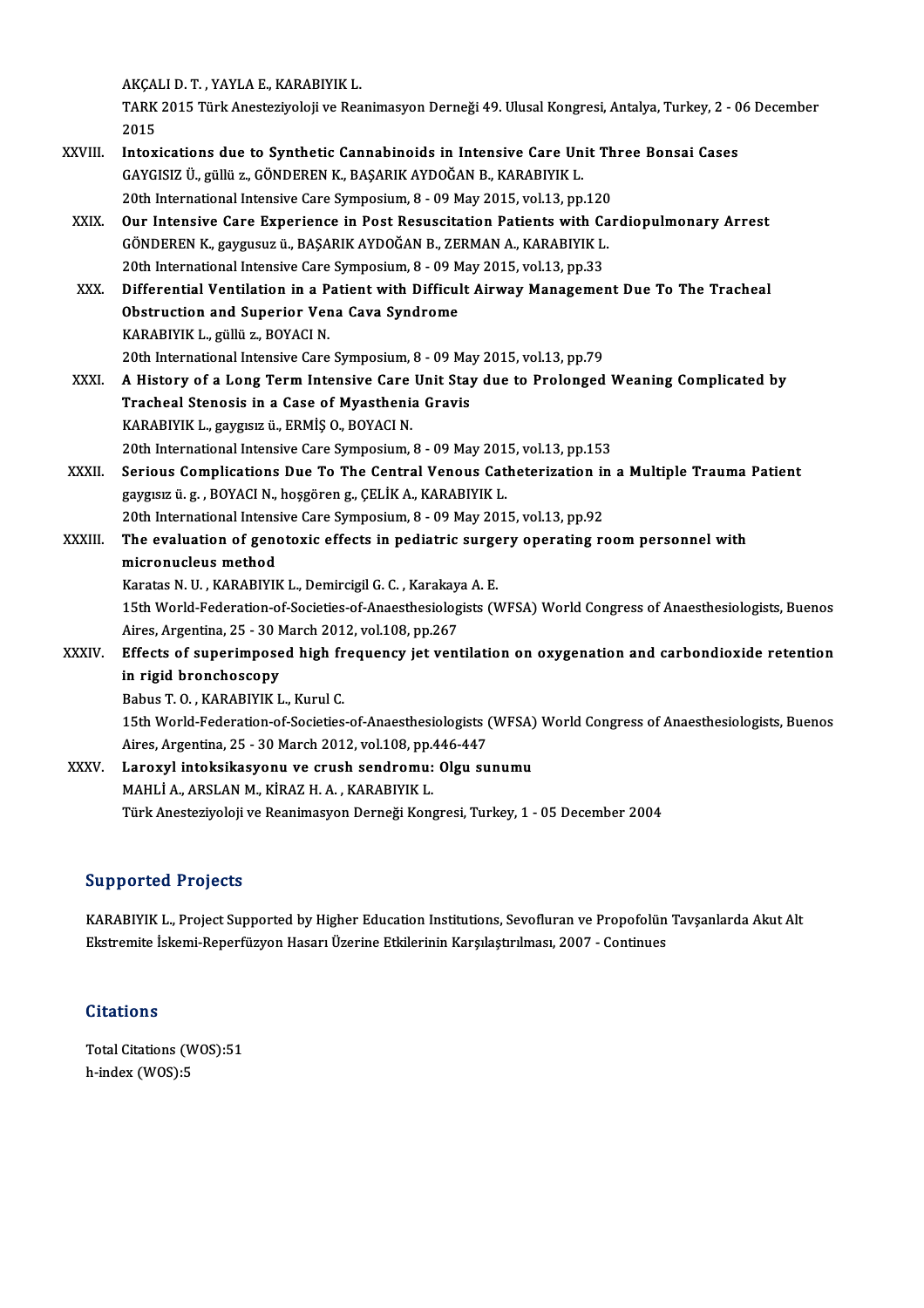AKÇALI D. T. , YAYLA E., KARABIYIK L.
TARK 2015 Türk Anesteziyoloji ve Reanimasyon Derneği 49. Ulusal Kongresi, Antalya, Turkey, 2 - 06 December 2015

XXVIII. **Intoxications due to Synthetic Cannabinoids in Intensive Care Unit Three Bonsai Cases**
GAYGISIZ Ü., güllü z., GÖNDEREN K., BAŞARIK AYDOĞAN B., KARABIYIK L.
20th International Intensive Care Symposium, 8 - 09 May 2015, vol.13, pp.120

XXIX. **Our Intensive Care Experience in Post Resuscitation Patients with Cardiopulmonary Arrest**
GÖNDEREN K., gaygusuz ü., BAŞARIK AYDOĞAN B., ZERMAN A., KARABIYIK L.
20th International Intensive Care Symposium, 8 - 09 May 2015, vol.13, pp.33

XXX. **Differential Ventilation in a Patient with Difficult Airway Management Due To The Tracheal Obstruction and Superior Vena Cava Syndrome**
KARABIYIK L., güllü z., BOYACI N.
20th International Intensive Care Symposium, 8 - 09 May 2015, vol.13, pp.79

XXXI. **A History of a Long Term Intensive Care Unit Stay due to Prolonged Weaning Complicated by Tracheal Stenosis in a Case of Myasthenia Gravis**
KARABIYIK L., gaygısız ü., ERMİŞ O., BOYACI N.
20th International Intensive Care Symposium, 8 - 09 May 2015, vol.13, pp.153

XXXII. **Serious Complications Due To The Central Venous Catheterization in a Multiple Trauma Patient**
gaygısız ü. g. , BOYACI N., hoşgören g., ÇELİK A., KARABIYIK L.
20th International Intensive Care Symposium, 8 - 09 May 2015, vol.13, pp.92

XXXIII. **The evaluation of genotoxic effects in pediatric surgery operating room personnel with micronucleus method**
Karatas N. U. , KARABIYIK L., Demircigil G. C. , Karakaya A. E.
15th World-Federation-of-Societies-of-Anaesthesiologists (WFSA) World Congress of Anaesthesiologists, Buenos Aires, Argentina, 25 - 30 March 2012, vol.108, pp.267

XXXIV. **Effects of superimposed high frequency jet ventilation on oxygenation and carbondioxide retention in rigid bronchoscopy**
Babus T. O. , KARABIYIK L., Kurul C.
15th World-Federation-of-Societies-of-Anaesthesiologists (WFSA) World Congress of Anaesthesiologists, Buenos Aires, Argentina, 25 - 30 March 2012, vol.108, pp.446-447

XXXV. **Laroxyl intoksikasyonu ve crush sendromu: Olgu sunumu**
MAHLİ A., ARSLAN M., KİRAZ H. A. , KARABIYIK L.
Türk Anesteziyoloji ve Reanimasyon Derneği Kongresi, Turkey, 1 - 05 December 2004

## Supported Projects

KARABIYIK L., Project Supported by Higher Education Institutions, Sevofluran ve Propofolün Tavşanlarda Akut Alt Ekstremite İskemi-Reperfüzyon Hasarı Üzerine Etkilerinin Karşılaştırılması, 2007 - Continues

## Citations

Total Citations (WOS):51
h-index (WOS):5